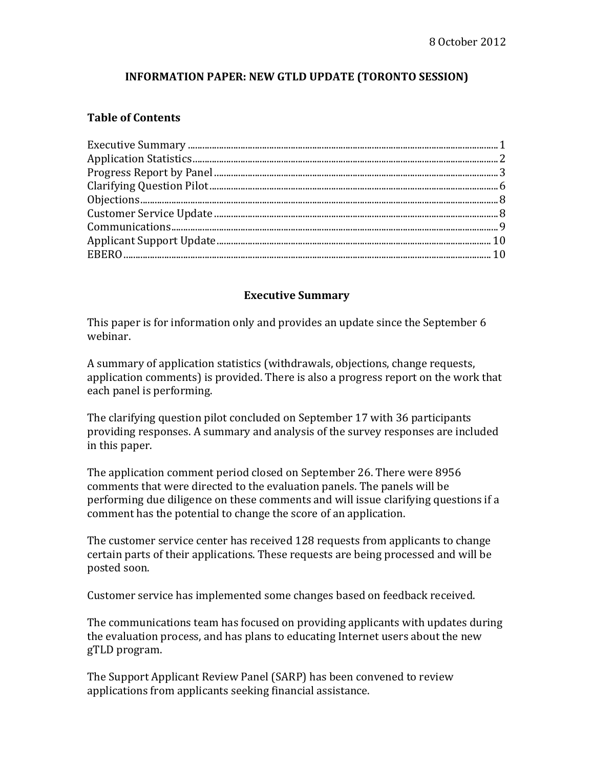8 October 2012

# INFORMATION PAPER: NEW GTLD UPDATE (TORONTO SESSION)

## Table of Contents

Executive Summary .......... 1
Application Statistics .......... 2
Progress Report by Panel .......... 3
Clarifying Question Pilot .......... 6
Objections .......... 8
Customer Service Update .......... 8
Communications .......... 9
Applicant Support Update .......... 10
EBERO .......... 10

## Executive Summary

This paper is for information only and provides an update since the September 6 webinar.

A summary of application statistics (withdrawals, objections, change requests, application comments) is provided. There is also a progress report on the work that each panel is performing.

The clarifying question pilot concluded on September 17 with 36 participants providing responses. A summary and analysis of the survey responses are included in this paper.

The application comment period closed on September 26. There were 8956 comments that were directed to the evaluation panels. The panels will be performing due diligence on these comments and will issue clarifying questions if a comment has the potential to change the score of an application.

The customer service center has received 128 requests from applicants to change certain parts of their applications. These requests are being processed and will be posted soon.

Customer service has implemented some changes based on feedback received.

The communications team has focused on providing applicants with updates during the evaluation process, and has plans to educating Internet users about the new gTLD program.

The Support Applicant Review Panel (SARP) has been convened to review applications from applicants seeking financial assistance.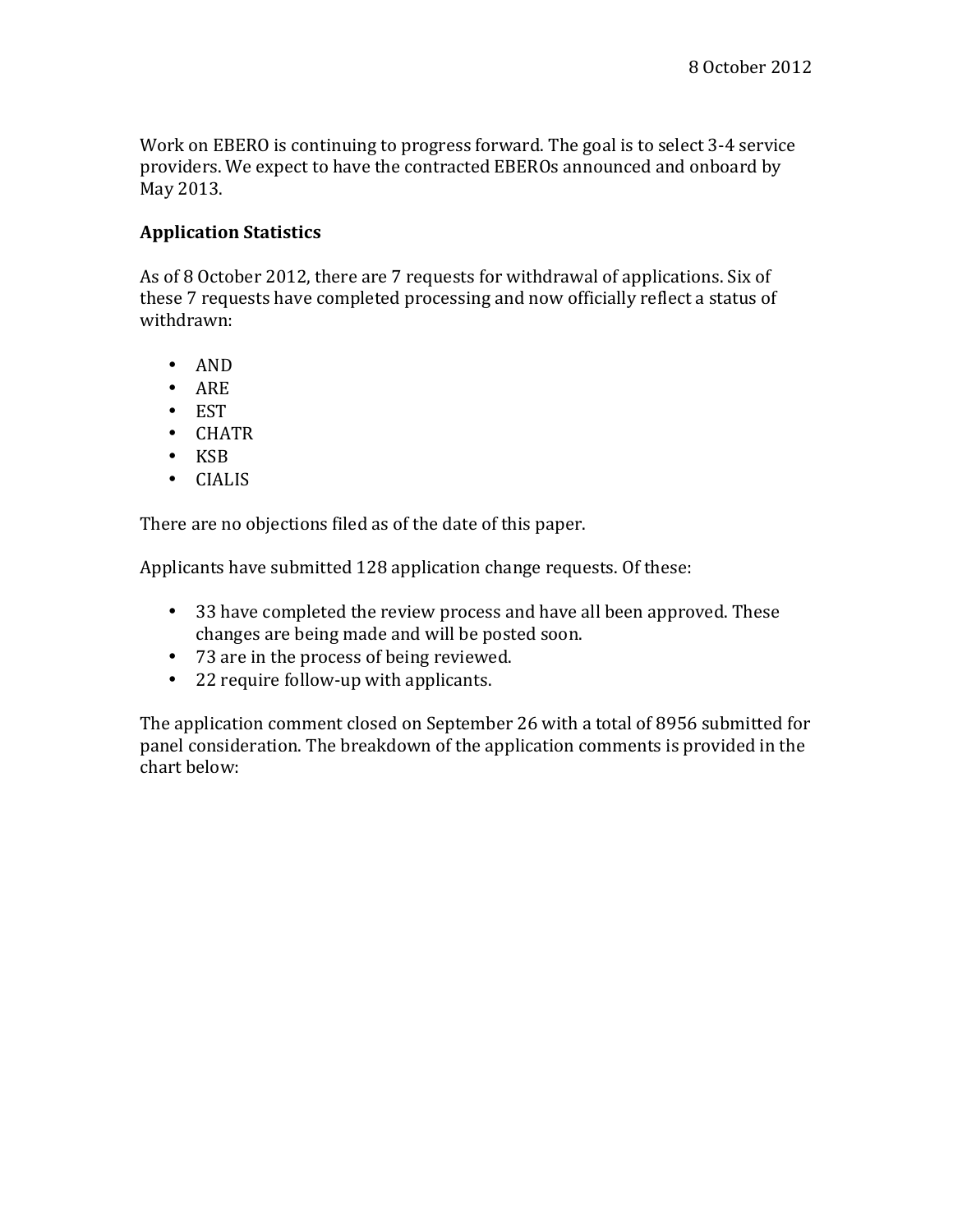8 October 2012

Work on EBERO is continuing to progress forward. The goal is to select 3-4 service providers. We expect to have the contracted EBEROs announced and onboard by May 2013.

**Application Statistics**

As of 8 October 2012, there are 7 requests for withdrawal of applications. Six of these 7 requests have completed processing and now officially reflect a status of withdrawn:

- AND
- ARE
- EST
- CHATR
- KSB
- CIALIS

There are no objections filed as of the date of this paper.

Applicants have submitted 128 application change requests. Of these:

- 33 have completed the review process and have all been approved. These changes are being made and will be posted soon.
- 73 are in the process of being reviewed.
- 22 require follow-up with applicants.

The application comment closed on September 26 with a total of 8956 submitted for panel consideration. The breakdown of the application comments is provided in the chart below: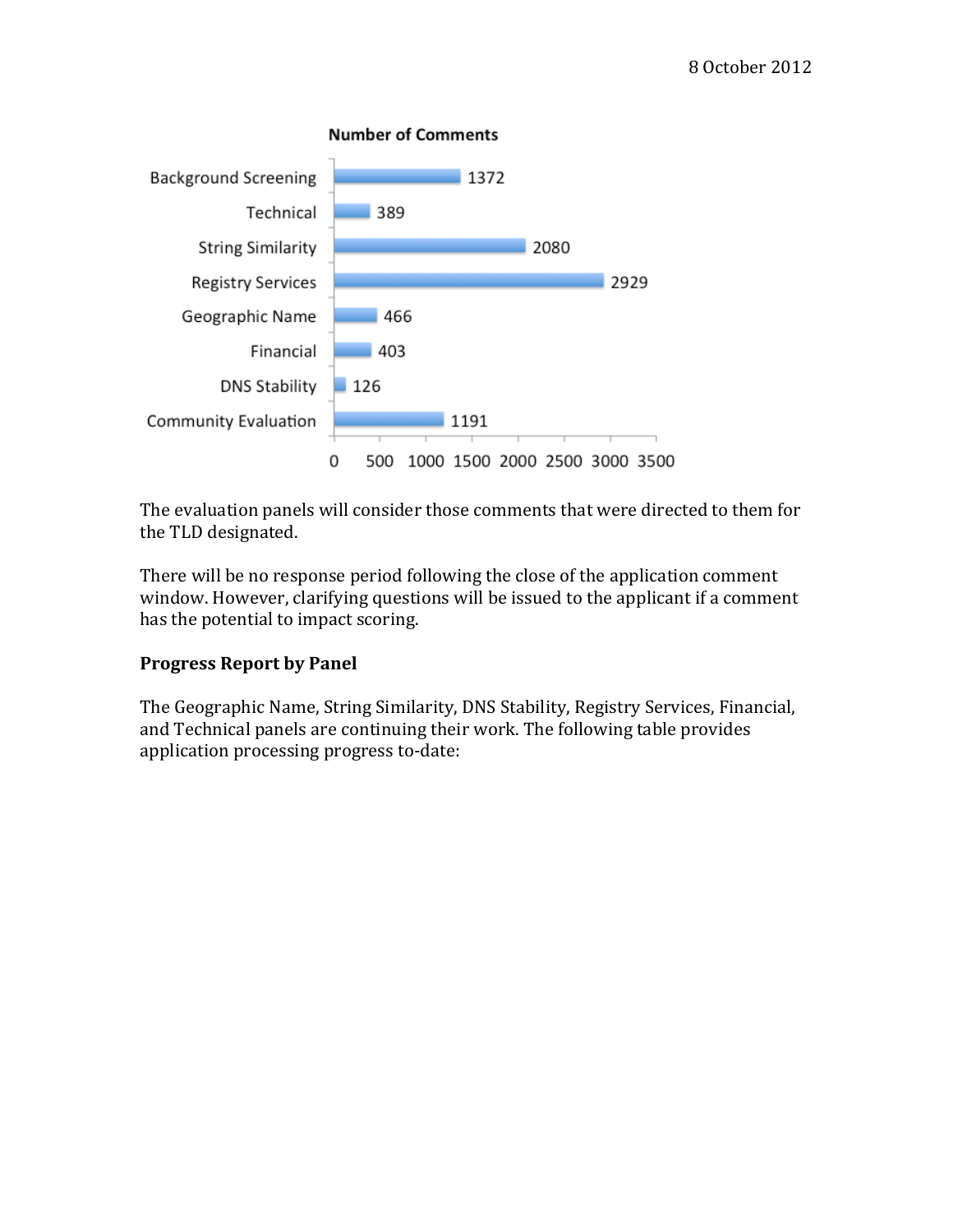**Number of Comments**

| Category | Number of Comments |
| --- | --- |
| Background Screening | 1372 |
| Technical | 389 |
| String Similarity | 2080 |
| Registry Services | 2929 |
| Geographic Name | 466 |
| Financial | 403 |
| DNS Stability | 126 |
| Community Evaluation | 1191 |

The evaluation panels will consider those comments that were directed to them for the TLD designated.

There will be no response period following the close of the application comment window. However, clarifying questions will be issued to the applicant if a comment has the potential to impact scoring.

**Progress Report by Panel**

The Geographic Name, String Similarity, DNS Stability, Registry Services, Financial, and Technical panels are continuing their work. The following table provides application processing progress to-date: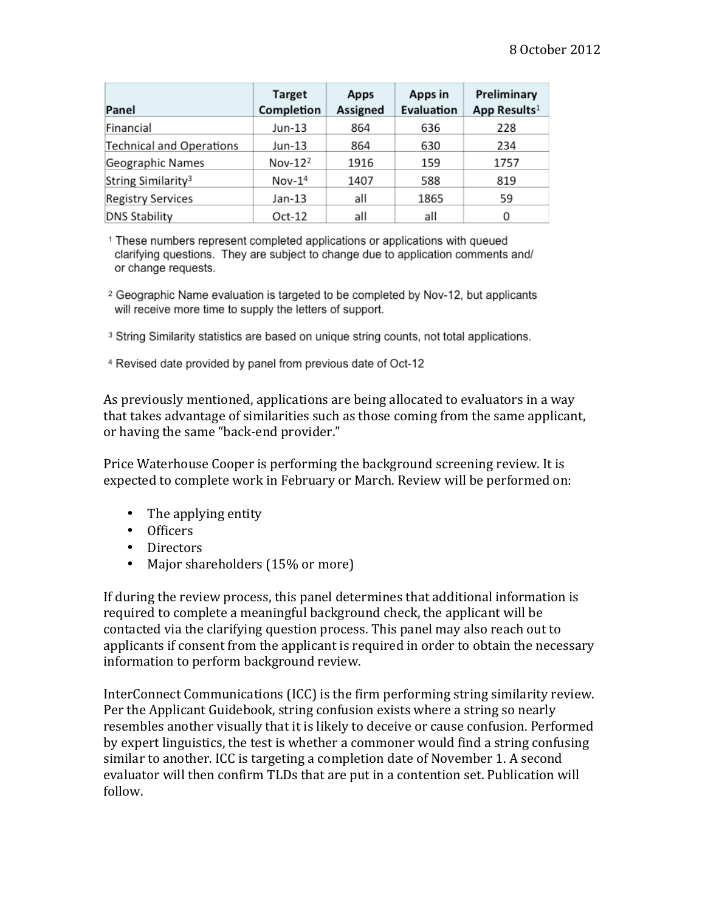| Panel | Target Completion | Apps Assigned | Apps in Evaluation | Preliminary App Results[1] |
|---|---|---|---|---|
| Financial | Jun-13 | 864 | 636 | 228 |
| Technical and Operations | Jun-13 | 864 | 630 | 234 |
| Geographic Names | Nov-12[2] | 1916 | 159 | 1757 |
| String Similarity[3] | Nov-1[4] | 1407 | 588 | 819 |
| Registry Services | Jan-13 | all | 1865 | 59 |
| DNS Stability | Oct-12 | all | all | 0 |

[1] These numbers represent completed applications or applications with queued clarifying questions. They are subject to change due to application comments and/or change requests.

[2] Geographic Name evaluation is targeted to be completed by Nov-12, but applicants will receive more time to supply the letters of support.

[3] String Similarity statistics are based on unique string counts, not total applications.

[4] Revised date provided by panel from previous date of Oct-12

As previously mentioned, applications are being allocated to evaluators in a way that takes advantage of similarities such as those coming from the same applicant, or having the same "back-end provider."

Price Waterhouse Cooper is performing the background screening review. It is expected to complete work in February or March. Review will be performed on:

- The applying entity
- Officers
- Directors
- Major shareholders (15% or more)

If during the review process, this panel determines that additional information is required to complete a meaningful background check, the applicant will be contacted via the clarifying question process. This panel may also reach out to applicants if consent from the applicant is required in order to obtain the necessary information to perform background review.

InterConnect Communications (ICC) is the firm performing string similarity review. Per the Applicant Guidebook, string confusion exists where a string so nearly resembles another visually that it is likely to deceive or cause confusion. Performed by expert linguistics, the test is whether a commoner would find a string confusing similar to another. ICC is targeting a completion date of November 1. A second evaluator will then confirm TLDs that are put in a contention set. Publication will follow.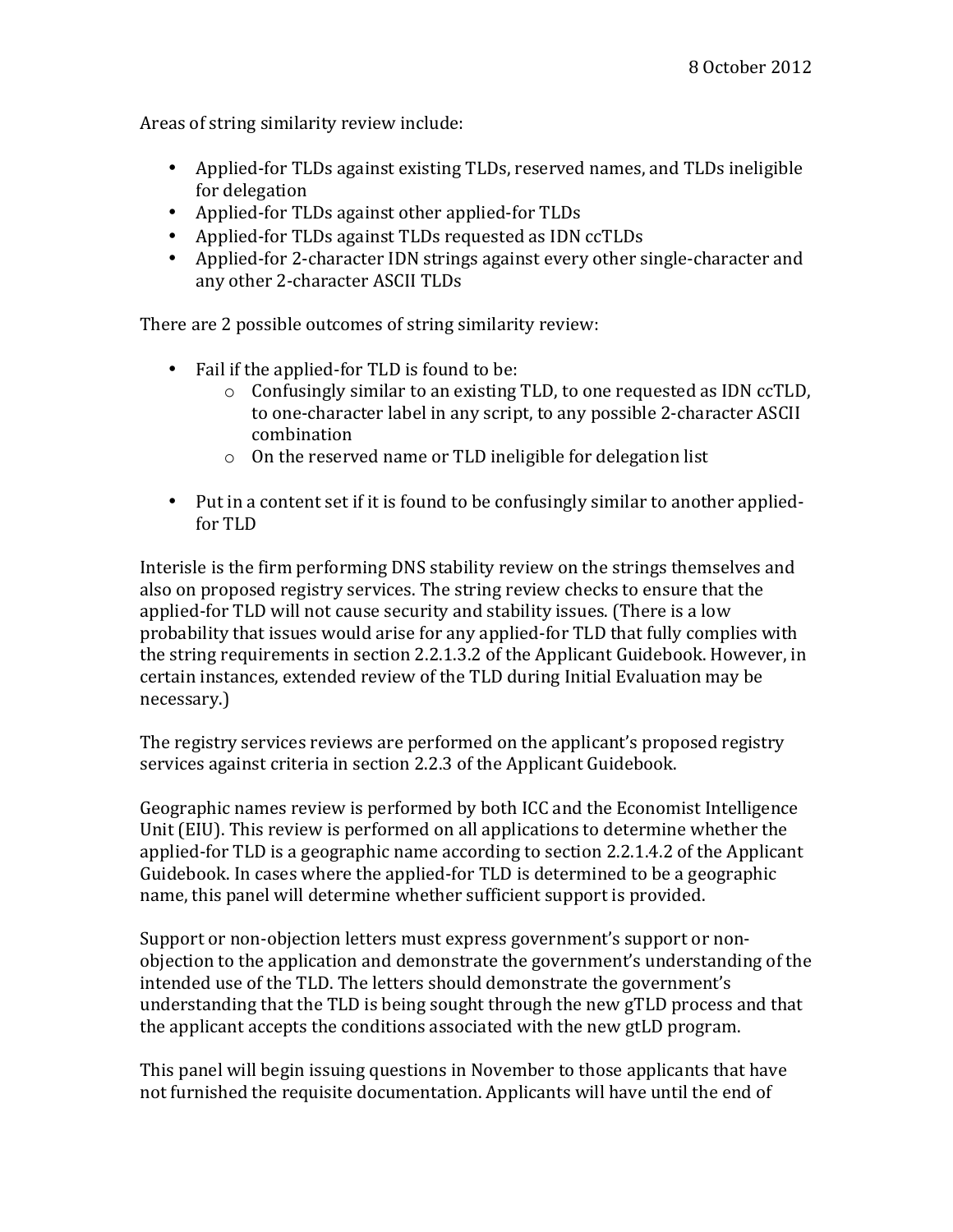8 October 2012

Areas of string similarity review include:

- Applied-for TLDs against existing TLDs, reserved names, and TLDs ineligible for delegation
- Applied-for TLDs against other applied-for TLDs
- Applied-for TLDs against TLDs requested as IDN ccTLDs
- Applied-for 2-character IDN strings against every other single-character and any other 2-character ASCII TLDs

There are 2 possible outcomes of string similarity review:

- Fail if the applied-for TLD is found to be:
    - Confusingly similar to an existing TLD, to one requested as IDN ccTLD, to one-character label in any script, to any possible 2-character ASCII combination
    - On the reserved name or TLD ineligible for delegation list
- Put in a content set if it is found to be confusingly similar to another applied-for TLD

Interisle is the firm performing DNS stability review on the strings themselves and also on proposed registry services. The string review checks to ensure that the applied-for TLD will not cause security and stability issues. (There is a low probability that issues would arise for any applied-for TLD that fully complies with the string requirements in section 2.2.1.3.2 of the Applicant Guidebook. However, in certain instances, extended review of the TLD during Initial Evaluation may be necessary.)

The registry services reviews are performed on the applicant's proposed registry services against criteria in section 2.2.3 of the Applicant Guidebook.

Geographic names review is performed by both ICC and the Economist Intelligence Unit (EIU). This review is performed on all applications to determine whether the applied-for TLD is a geographic name according to section 2.2.1.4.2 of the Applicant Guidebook. In cases where the applied-for TLD is determined to be a geographic name, this panel will determine whether sufficient support is provided.

Support or non-objection letters must express government's support or non-objection to the application and demonstrate the government's understanding of the intended use of the TLD. The letters should demonstrate the government's understanding that the TLD is being sought through the new gTLD process and that the applicant accepts the conditions associated with the new gtLD program.

This panel will begin issuing questions in November to those applicants that have not furnished the requisite documentation. Applicants will have until the end of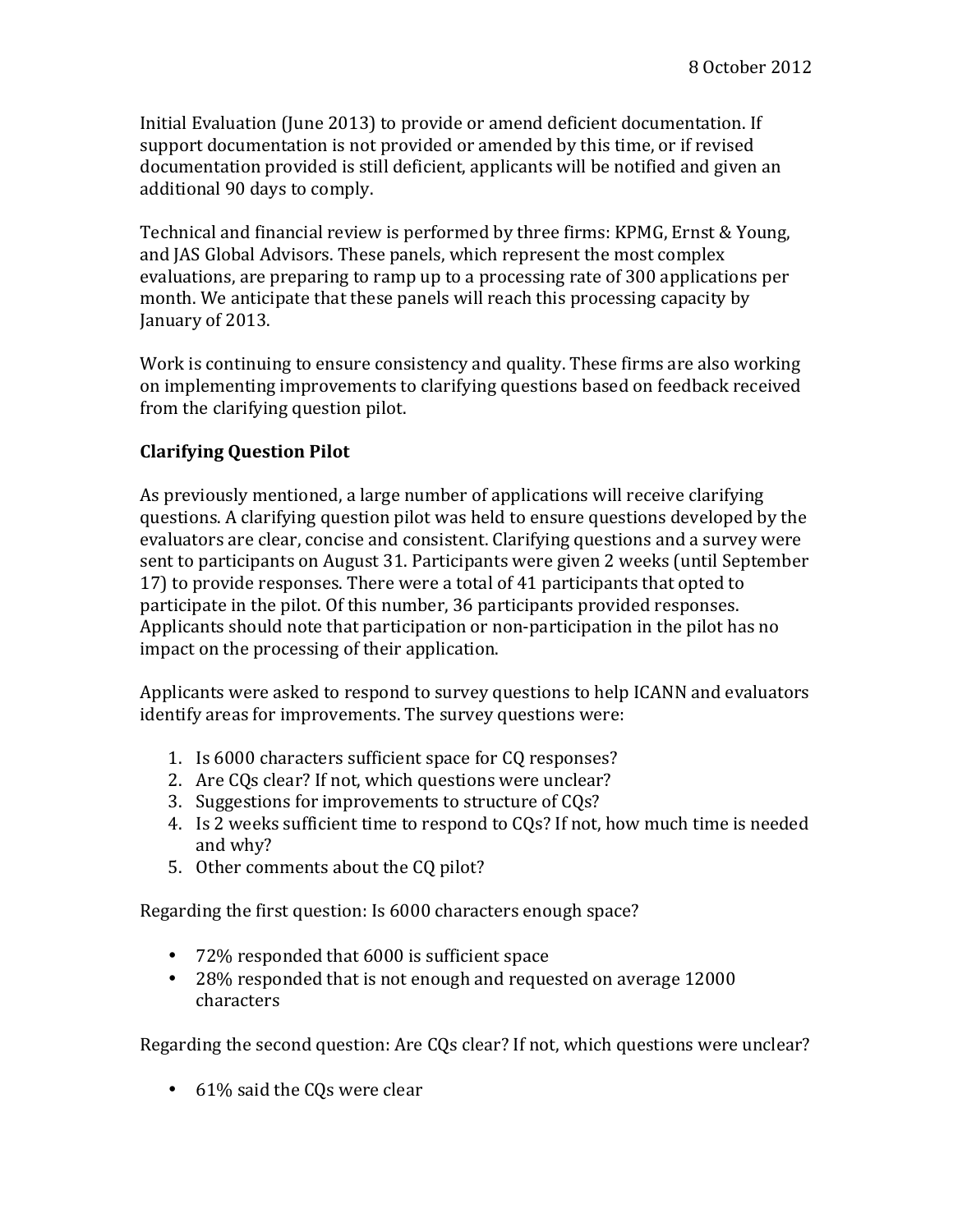Initial Evaluation (June 2013) to provide or amend deficient documentation. If support documentation is not provided or amended by this time, or if revised documentation provided is still deficient, applicants will be notified and given an additional 90 days to comply.

Technical and financial review is performed by three firms: KPMG, Ernst & Young, and JAS Global Advisors. These panels, which represent the most complex evaluations, are preparing to ramp up to a processing rate of 300 applications per month. We anticipate that these panels will reach this processing capacity by January of 2013.

Work is continuing to ensure consistency and quality. These firms are also working on implementing improvements to clarifying questions based on feedback received from the clarifying question pilot.

**Clarifying Question Pilot**

As previously mentioned, a large number of applications will receive clarifying questions. A clarifying question pilot was held to ensure questions developed by the evaluators are clear, concise and consistent. Clarifying questions and a survey were sent to participants on August 31. Participants were given 2 weeks (until September 17) to provide responses. There were a total of 41 participants that opted to participate in the pilot. Of this number, 36 participants provided responses. Applicants should note that participation or non-participation in the pilot has no impact on the processing of their application.

Applicants were asked to respond to survey questions to help ICANN and evaluators identify areas for improvements. The survey questions were:

1. Is 6000 characters sufficient space for CQ responses?
2. Are CQs clear? If not, which questions were unclear?
3. Suggestions for improvements to structure of CQs?
4. Is 2 weeks sufficient time to respond to CQs? If not, how much time is needed and why?
5. Other comments about the CQ pilot?

Regarding the first question: Is 6000 characters enough space?

- 72% responded that 6000 is sufficient space
- 28% responded that is not enough and requested on average 12000 characters

Regarding the second question: Are CQs clear? If not, which questions were unclear?

- 61% said the CQs were clear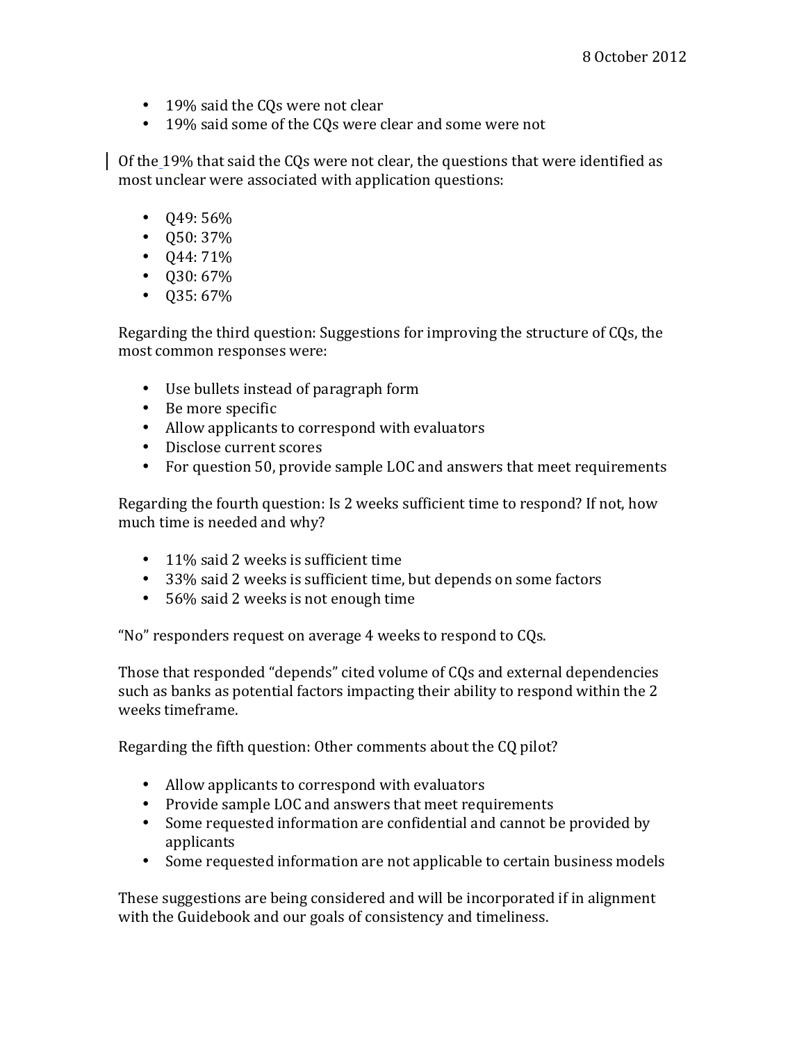- 19% said the CQs were not clear
- 19% said some of the CQs were clear and some were not

Of the 19% that said the CQs were not clear, the questions that were identified as most unclear were associated with application questions:

- Q49: 56%
- Q50: 37%
- Q44: 71%
- Q30: 67%
- Q35: 67%

Regarding the third question: Suggestions for improving the structure of CQs, the most common responses were:

- Use bullets instead of paragraph form
- Be more specific
- Allow applicants to correspond with evaluators
- Disclose current scores
- For question 50, provide sample LOC and answers that meet requirements

Regarding the fourth question: Is 2 weeks sufficient time to respond? If not, how much time is needed and why?

- 11% said 2 weeks is sufficient time
- 33% said 2 weeks is sufficient time, but depends on some factors
- 56% said 2 weeks is not enough time

"No" responders request on average 4 weeks to respond to CQs.

Those that responded "depends" cited volume of CQs and external dependencies such as banks as potential factors impacting their ability to respond within the 2 weeks timeframe.

Regarding the fifth question: Other comments about the CQ pilot?

- Allow applicants to correspond with evaluators
- Provide sample LOC and answers that meet requirements
- Some requested information are confidential and cannot be provided by applicants
- Some requested information are not applicable to certain business models

These suggestions are being considered and will be incorporated if in alignment with the Guidebook and our goals of consistency and timeliness.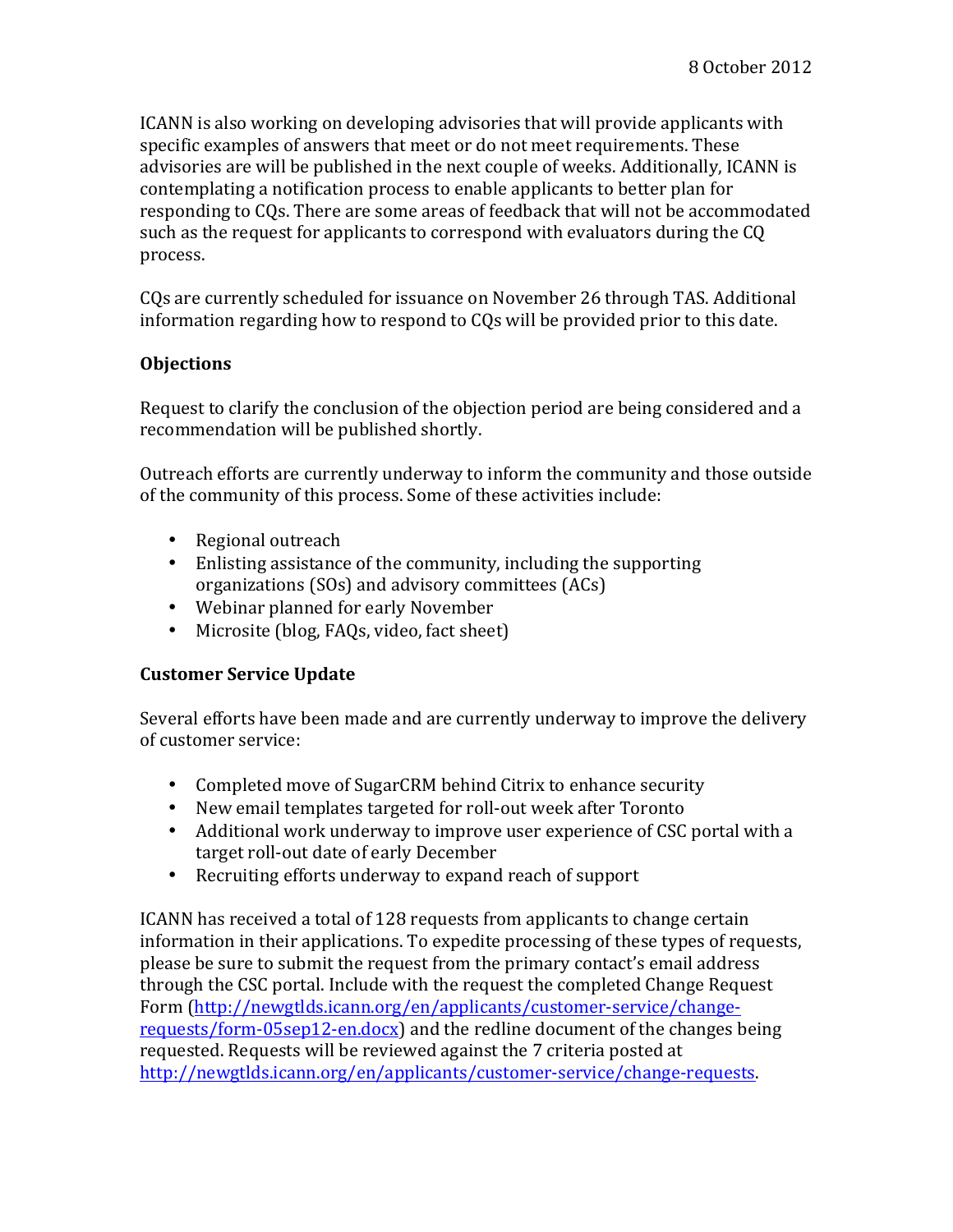8 October 2012

ICANN is also working on developing advisories that will provide applicants with specific examples of answers that meet or do not meet requirements. These advisories are will be published in the next couple of weeks. Additionally, ICANN is contemplating a notification process to enable applicants to better plan for responding to CQs. There are some areas of feedback that will not be accommodated such as the request for applicants to correspond with evaluators during the CQ process.

CQs are currently scheduled for issuance on November 26 through TAS. Additional information regarding how to respond to CQs will be provided prior to this date.

**Objections**

Request to clarify the conclusion of the objection period are being considered and a recommendation will be published shortly.

Outreach efforts are currently underway to inform the community and those outside of the community of this process. Some of these activities include:

- Regional outreach
- Enlisting assistance of the community, including the supporting organizations (SOs) and advisory committees (ACs)
- Webinar planned for early November
- Microsite (blog, FAQs, video, fact sheet)

**Customer Service Update**

Several efforts have been made and are currently underway to improve the delivery of customer service:

- Completed move of SugarCRM behind Citrix to enhance security
- New email templates targeted for roll-out week after Toronto
- Additional work underway to improve user experience of CSC portal with a target roll-out date of early December
- Recruiting efforts underway to expand reach of support

ICANN has received a total of 128 requests from applicants to change certain information in their applications. To expedite processing of these types of requests, please be sure to submit the request from the primary contact's email address through the CSC portal. Include with the request the completed Change Request Form (http://newgtlds.icann.org/en/applicants/customer-service/change-requests/form-05sep12-en.docx) and the redline document of the changes being requested. Requests will be reviewed against the 7 criteria posted at http://newgtlds.icann.org/en/applicants/customer-service/change-requests.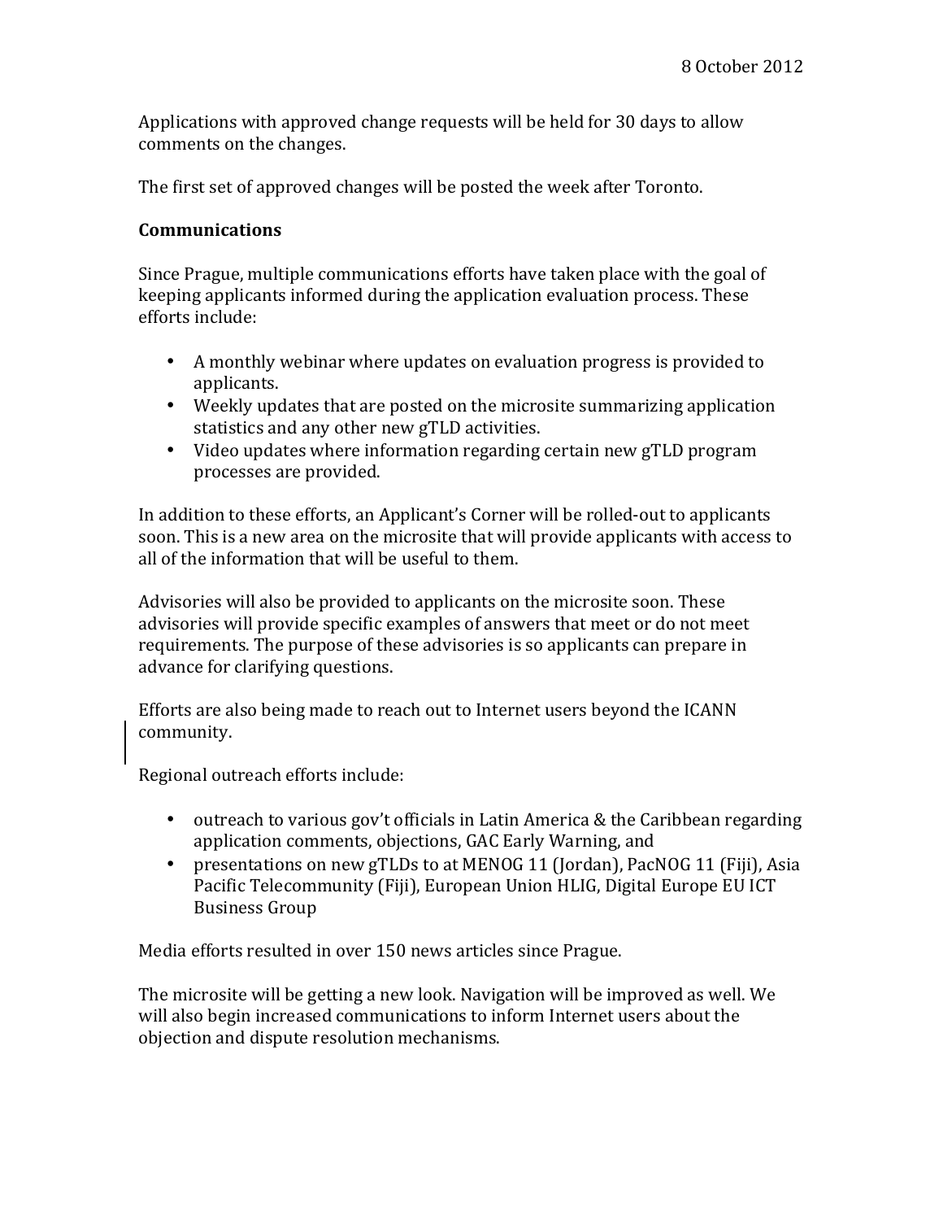8 October 2012

Applications with approved change requests will be held for 30 days to allow comments on the changes.

The first set of approved changes will be posted the week after Toronto.

**Communications**

Since Prague, multiple communications efforts have taken place with the goal of keeping applicants informed during the application evaluation process. These efforts include:

- A monthly webinar where updates on evaluation progress is provided to applicants.
- Weekly updates that are posted on the microsite summarizing application statistics and any other new gTLD activities.
- Video updates where information regarding certain new gTLD program processes are provided.

In addition to these efforts, an Applicant's Corner will be rolled-out to applicants soon. This is a new area on the microsite that will provide applicants with access to all of the information that will be useful to them.

Advisories will also be provided to applicants on the microsite soon. These advisories will provide specific examples of answers that meet or do not meet requirements. The purpose of these advisories is so applicants can prepare in advance for clarifying questions.

Efforts are also being made to reach out to Internet users beyond the ICANN community.

Regional outreach efforts include:

- outreach to various gov't officials in Latin America & the Caribbean regarding application comments, objections, GAC Early Warning, and
- presentations on new gTLDs to at MENOG 11 (Jordan), PacNOG 11 (Fiji), Asia Pacific Telecommunity (Fiji), European Union HLIG, Digital Europe EU ICT Business Group

Media efforts resulted in over 150 news articles since Prague.

The microsite will be getting a new look. Navigation will be improved as well. We will also begin increased communications to inform Internet users about the objection and dispute resolution mechanisms.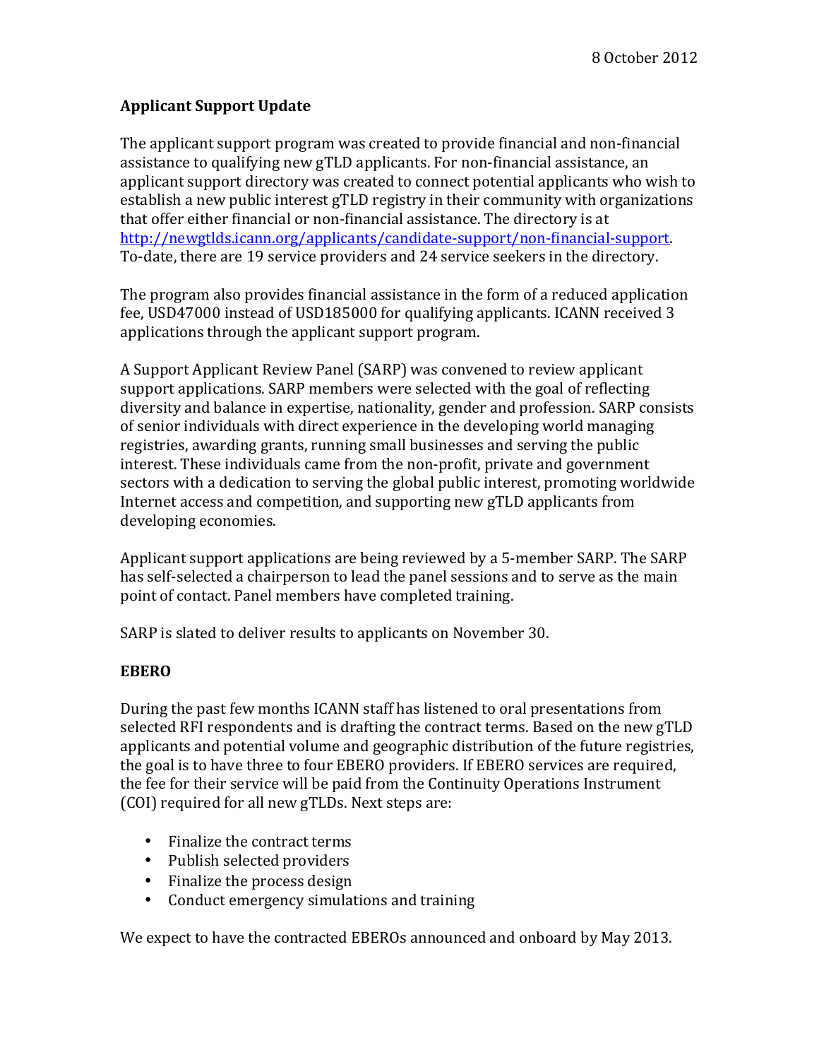8 October 2012

**Applicant Support Update**

The applicant support program was created to provide financial and non-financial assistance to qualifying new gTLD applicants. For non-financial assistance, an applicant support directory was created to connect potential applicants who wish to establish a new public interest gTLD registry in their community with organizations that offer either financial or non-financial assistance. The directory is at http://newgtlds.icann.org/applicants/candidate-support/non-financial-support. To-date, there are 19 service providers and 24 service seekers in the directory.

The program also provides financial assistance in the form of a reduced application fee, USD47000 instead of USD185000 for qualifying applicants. ICANN received 3 applications through the applicant support program.

A Support Applicant Review Panel (SARP) was convened to review applicant support applications. SARP members were selected with the goal of reflecting diversity and balance in expertise, nationality, gender and profession. SARP consists of senior individuals with direct experience in the developing world managing registries, awarding grants, running small businesses and serving the public interest. These individuals came from the non-profit, private and government sectors with a dedication to serving the global public interest, promoting worldwide Internet access and competition, and supporting new gTLD applicants from developing economies.

Applicant support applications are being reviewed by a 5-member SARP. The SARP has self-selected a chairperson to lead the panel sessions and to serve as the main point of contact. Panel members have completed training.

SARP is slated to deliver results to applicants on November 30.

**EBERO**

During the past few months ICANN staff has listened to oral presentations from selected RFI respondents and is drafting the contract terms. Based on the new gTLD applicants and potential volume and geographic distribution of the future registries, the goal is to have three to four EBERO providers. If EBERO services are required, the fee for their service will be paid from the Continuity Operations Instrument (COI) required for all new gTLDs. Next steps are:

- Finalize the contract terms
- Publish selected providers
- Finalize the process design
- Conduct emergency simulations and training

We expect to have the contracted EBEROs announced and onboard by May 2013.